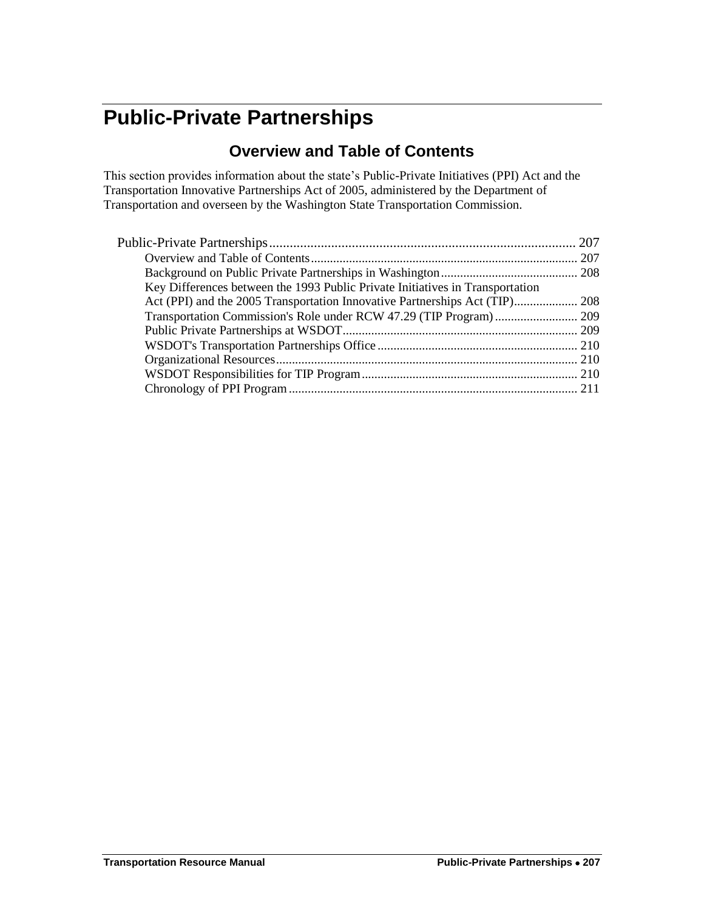# Public-Private Partnerships

## Overview and Table of Contents

This section provides information about the state's Public-Private Initiatives (PPI) Act and the Transportation Innovative Partnerships Act of 2005, administered by the Department of Transportation and overseen by the Washington State Transportation Commission.

- Public-Private Partnerships ........................................................................................ 207
  - Overview and Table of Contents .................................................................................. 207
  - Background on Public Private Partnerships in Washington ........................................... 208
  - Key Differences between the 1993 Public Private Initiatives in Transportation Act (PPI) and the 2005 Transportation Innovative Partnerships Act (TIP) .................... 208
  - Transportation Commission's Role under RCW 47.29 (TIP Program) .......................... 209
  - Public Private Partnerships at WSDOT ......................................................................... 209
  - WSDOT's Transportation Partnerships Office ............................................................... 210
  - Organizational Resources .............................................................................................. 210
  - WSDOT Responsibilities for TIP Program .................................................................... 210
  - Chronology of PPI Program .......................................................................................... 211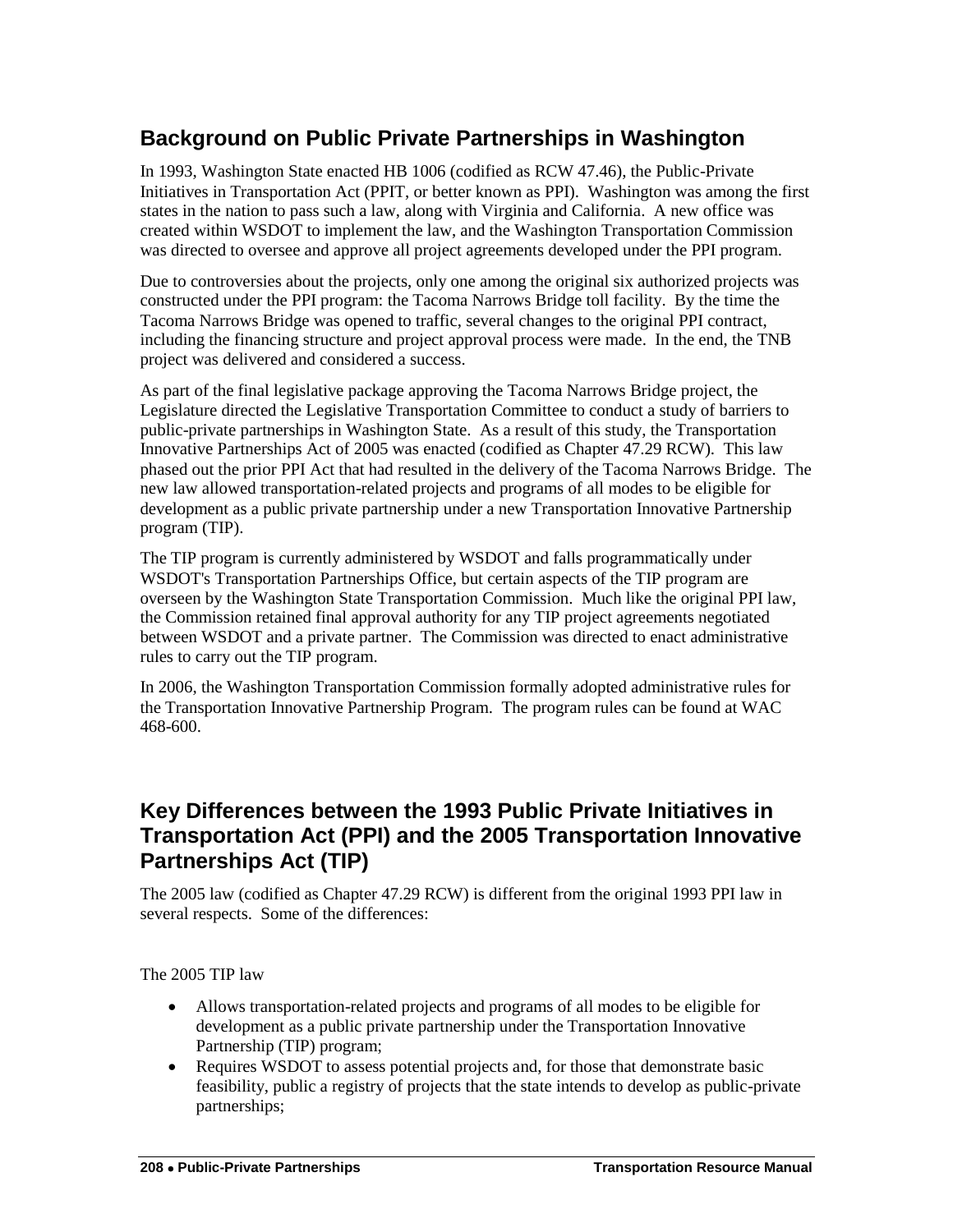## Background on Public Private Partnerships in Washington

In 1993, Washington State enacted HB 1006 (codified as RCW 47.46), the Public-Private Initiatives in Transportation Act (PPIT, or better known as PPI). Washington was among the first states in the nation to pass such a law, along with Virginia and California. A new office was created within WSDOT to implement the law, and the Washington Transportation Commission was directed to oversee and approve all project agreements developed under the PPI program.

Due to controversies about the projects, only one among the original six authorized projects was constructed under the PPI program: the Tacoma Narrows Bridge toll facility. By the time the Tacoma Narrows Bridge was opened to traffic, several changes to the original PPI contract, including the financing structure and project approval process were made. In the end, the TNB project was delivered and considered a success.

As part of the final legislative package approving the Tacoma Narrows Bridge project, the Legislature directed the Legislative Transportation Committee to conduct a study of barriers to public-private partnerships in Washington State. As a result of this study, the Transportation Innovative Partnerships Act of 2005 was enacted (codified as Chapter 47.29 RCW). This law phased out the prior PPI Act that had resulted in the delivery of the Tacoma Narrows Bridge. The new law allowed transportation-related projects and programs of all modes to be eligible for development as a public private partnership under a new Transportation Innovative Partnership program (TIP).

The TIP program is currently administered by WSDOT and falls programmatically under WSDOT's Transportation Partnerships Office, but certain aspects of the TIP program are overseen by the Washington State Transportation Commission. Much like the original PPI law, the Commission retained final approval authority for any TIP project agreements negotiated between WSDOT and a private partner. The Commission was directed to enact administrative rules to carry out the TIP program.

In 2006, the Washington Transportation Commission formally adopted administrative rules for the Transportation Innovative Partnership Program. The program rules can be found at WAC 468-600.

## Key Differences between the 1993 Public Private Initiatives in Transportation Act (PPI) and the 2005 Transportation Innovative Partnerships Act (TIP)

The 2005 law (codified as Chapter 47.29 RCW) is different from the original 1993 PPI law in several respects. Some of the differences:

The 2005 TIP law

- Allows transportation-related projects and programs of all modes to be eligible for development as a public private partnership under the Transportation Innovative Partnership (TIP) program;
- Requires WSDOT to assess potential projects and, for those that demonstrate basic feasibility, public a registry of projects that the state intends to develop as public-private partnerships;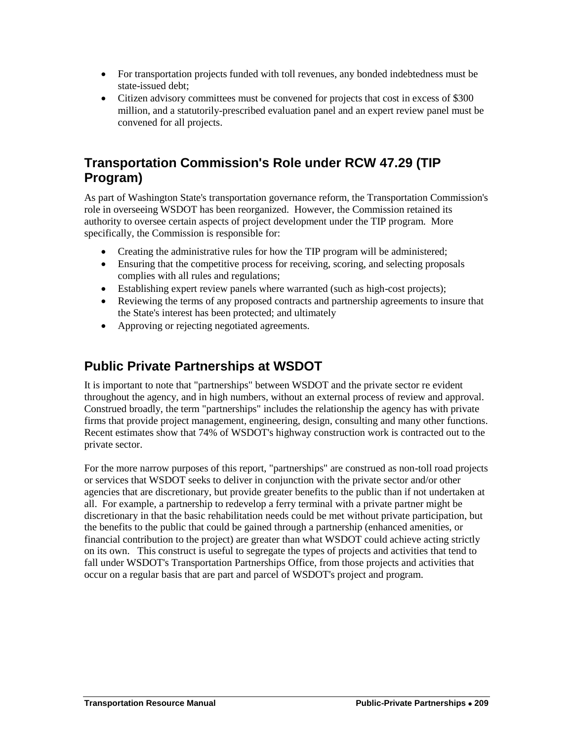- For transportation projects funded with toll revenues, any bonded indebtedness must be state-issued debt;
- Citizen advisory committees must be convened for projects that cost in excess of $300 million, and a statutorily-prescribed evaluation panel and an expert review panel must be convened for all projects.

## Transportation Commission's Role under RCW 47.29 (TIP Program)

As part of Washington State's transportation governance reform, the Transportation Commission's role in overseeing WSDOT has been reorganized. However, the Commission retained its authority to oversee certain aspects of project development under the TIP program. More specifically, the Commission is responsible for:

- Creating the administrative rules for how the TIP program will be administered;
- Ensuring that the competitive process for receiving, scoring, and selecting proposals complies with all rules and regulations;
- Establishing expert review panels where warranted (such as high-cost projects);
- Reviewing the terms of any proposed contracts and partnership agreements to insure that the State's interest has been protected; and ultimately
- Approving or rejecting negotiated agreements.

## Public Private Partnerships at WSDOT

It is important to note that "partnerships" between WSDOT and the private sector re evident throughout the agency, and in high numbers, without an external process of review and approval. Construed broadly, the term "partnerships" includes the relationship the agency has with private firms that provide project management, engineering, design, consulting and many other functions. Recent estimates show that 74% of WSDOT's highway construction work is contracted out to the private sector.

For the more narrow purposes of this report, "partnerships" are construed as non-toll road projects or services that WSDOT seeks to deliver in conjunction with the private sector and/or other agencies that are discretionary, but provide greater benefits to the public than if not undertaken at all. For example, a partnership to redevelop a ferry terminal with a private partner might be discretionary in that the basic rehabilitation needs could be met without private participation, but the benefits to the public that could be gained through a partnership (enhanced amenities, or financial contribution to the project) are greater than what WSDOT could achieve acting strictly on its own. This construct is useful to segregate the types of projects and activities that tend to fall under WSDOT's Transportation Partnerships Office, from those projects and activities that occur on a regular basis that are part and parcel of WSDOT's project and program.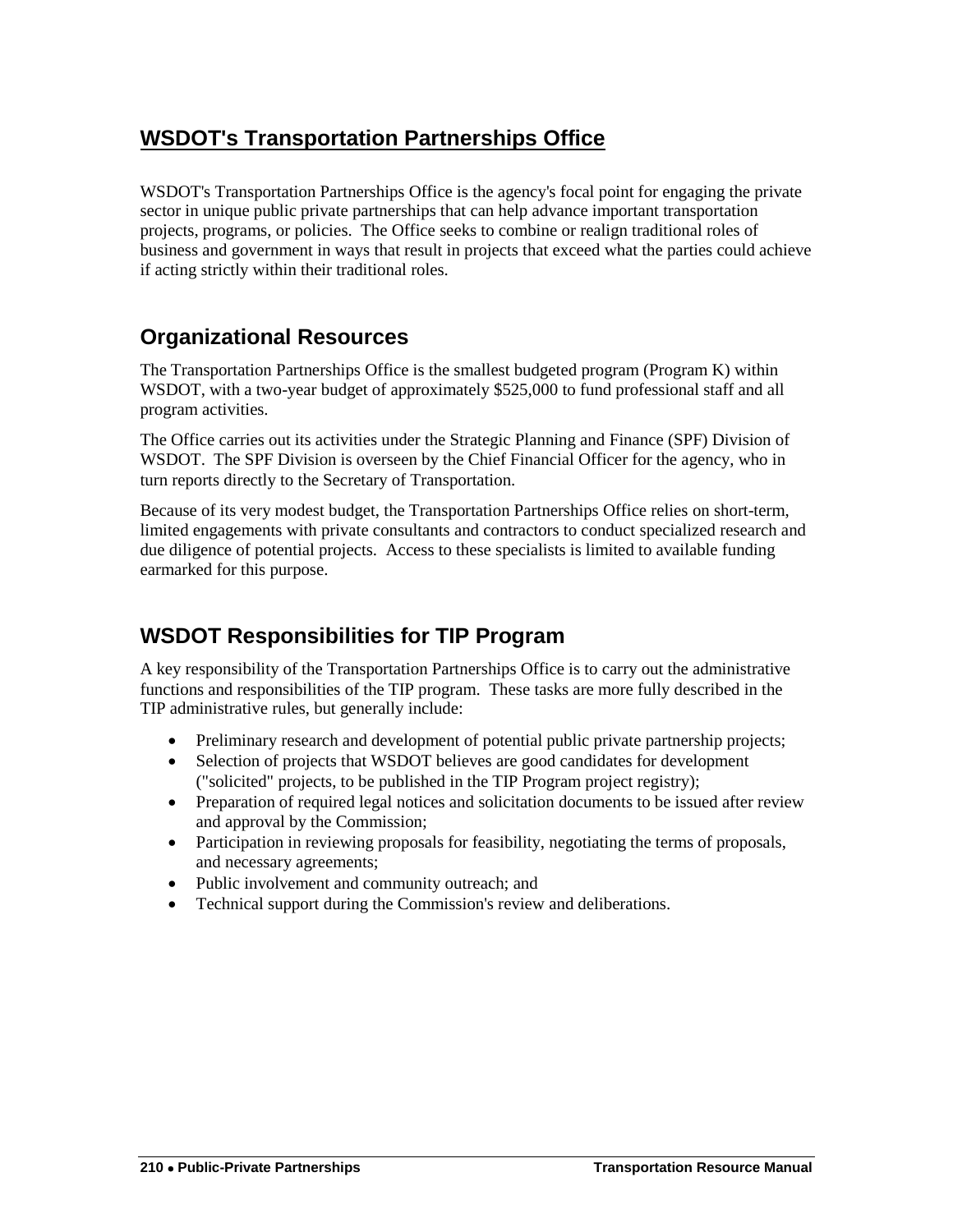## WSDOT's Transportation Partnerships Office

WSDOT's Transportation Partnerships Office is the agency's focal point for engaging the private sector in unique public private partnerships that can help advance important transportation projects, programs, or policies. The Office seeks to combine or realign traditional roles of business and government in ways that result in projects that exceed what the parties could achieve if acting strictly within their traditional roles.

### Organizational Resources

The Transportation Partnerships Office is the smallest budgeted program (Program K) within WSDOT, with a two-year budget of approximately $525,000 to fund professional staff and all program activities.

The Office carries out its activities under the Strategic Planning and Finance (SPF) Division of WSDOT. The SPF Division is overseen by the Chief Financial Officer for the agency, who in turn reports directly to the Secretary of Transportation.

Because of its very modest budget, the Transportation Partnerships Office relies on short-term, limited engagements with private consultants and contractors to conduct specialized research and due diligence of potential projects. Access to these specialists is limited to available funding earmarked for this purpose.

### WSDOT Responsibilities for TIP Program

A key responsibility of the Transportation Partnerships Office is to carry out the administrative functions and responsibilities of the TIP program. These tasks are more fully described in the TIP administrative rules, but generally include:

- Preliminary research and development of potential public private partnership projects;
- Selection of projects that WSDOT believes are good candidates for development ("solicited" projects, to be published in the TIP Program project registry);
- Preparation of required legal notices and solicitation documents to be issued after review and approval by the Commission;
- Participation in reviewing proposals for feasibility, negotiating the terms of proposals, and necessary agreements;
- Public involvement and community outreach; and
- Technical support during the Commission's review and deliberations.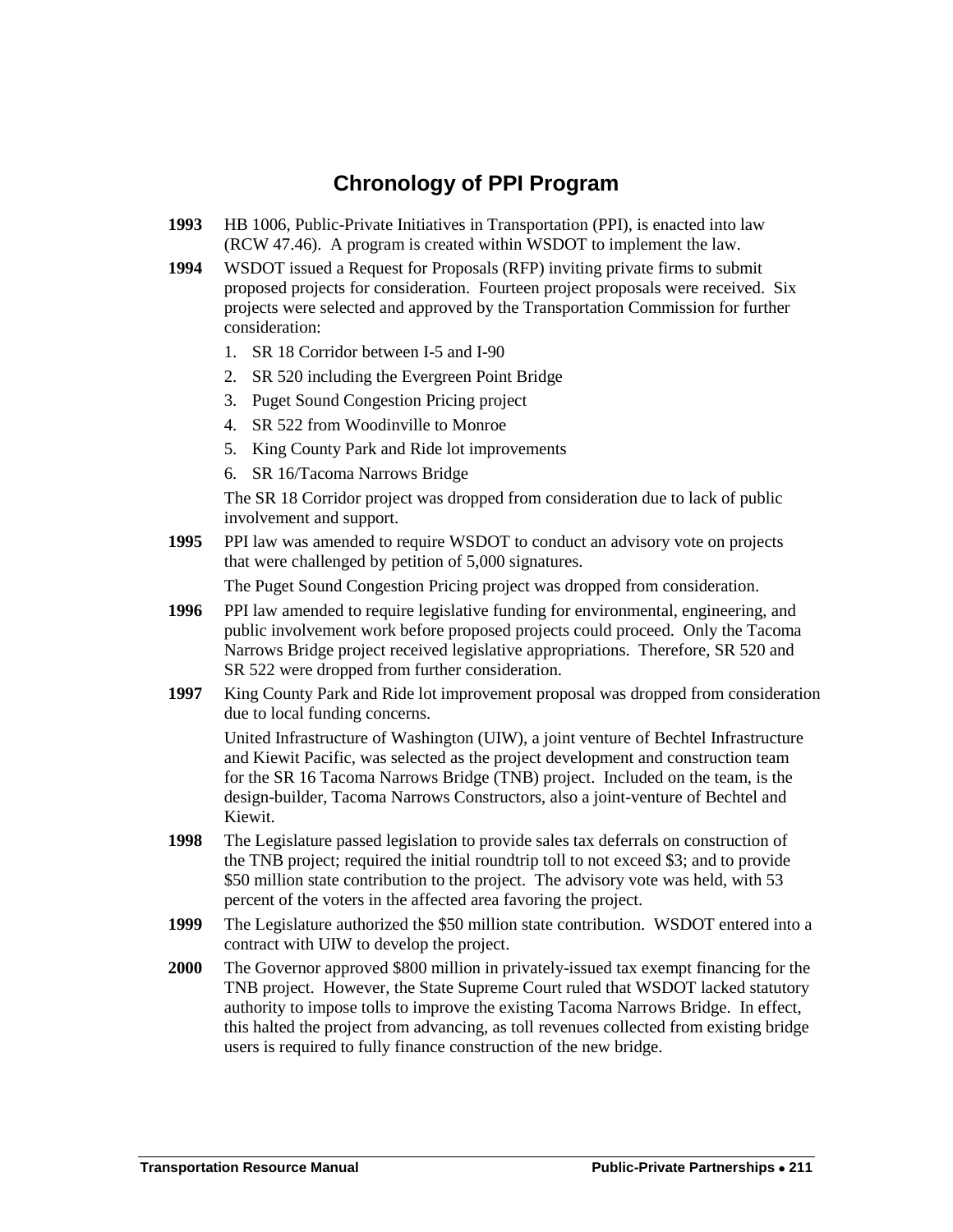## Chronology of PPI Program

**1993** HB 1006, Public-Private Initiatives in Transportation (PPI), is enacted into law (RCW 47.46). A program is created within WSDOT to implement the law.

**1994** WSDOT issued a Request for Proposals (RFP) inviting private firms to submit proposed projects for consideration. Fourteen project proposals were received. Six projects were selected and approved by the Transportation Commission for further consideration:

1. SR 18 Corridor between I-5 and I-90
2. SR 520 including the Evergreen Point Bridge
3. Puget Sound Congestion Pricing project
4. SR 522 from Woodinville to Monroe
5. King County Park and Ride lot improvements
6. SR 16/Tacoma Narrows Bridge

The SR 18 Corridor project was dropped from consideration due to lack of public involvement and support.

**1995** PPI law was amended to require WSDOT to conduct an advisory vote on projects that were challenged by petition of 5,000 signatures.

The Puget Sound Congestion Pricing project was dropped from consideration.

**1996** PPI law amended to require legislative funding for environmental, engineering, and public involvement work before proposed projects could proceed. Only the Tacoma Narrows Bridge project received legislative appropriations. Therefore, SR 520 and SR 522 were dropped from further consideration.

**1997** King County Park and Ride lot improvement proposal was dropped from consideration due to local funding concerns.

United Infrastructure of Washington (UIW), a joint venture of Bechtel Infrastructure and Kiewit Pacific, was selected as the project development and construction team for the SR 16 Tacoma Narrows Bridge (TNB) project. Included on the team, is the design-builder, Tacoma Narrows Constructors, also a joint-venture of Bechtel and Kiewit.

**1998** The Legislature passed legislation to provide sales tax deferrals on construction of the TNB project; required the initial roundtrip toll to not exceed $3; and to provide $50 million state contribution to the project. The advisory vote was held, with 53 percent of the voters in the affected area favoring the project.

**1999** The Legislature authorized the $50 million state contribution. WSDOT entered into a contract with UIW to develop the project.

**2000** The Governor approved $800 million in privately-issued tax exempt financing for the TNB project. However, the State Supreme Court ruled that WSDOT lacked statutory authority to impose tolls to improve the existing Tacoma Narrows Bridge. In effect, this halted the project from advancing, as toll revenues collected from existing bridge users is required to fully finance construction of the new bridge.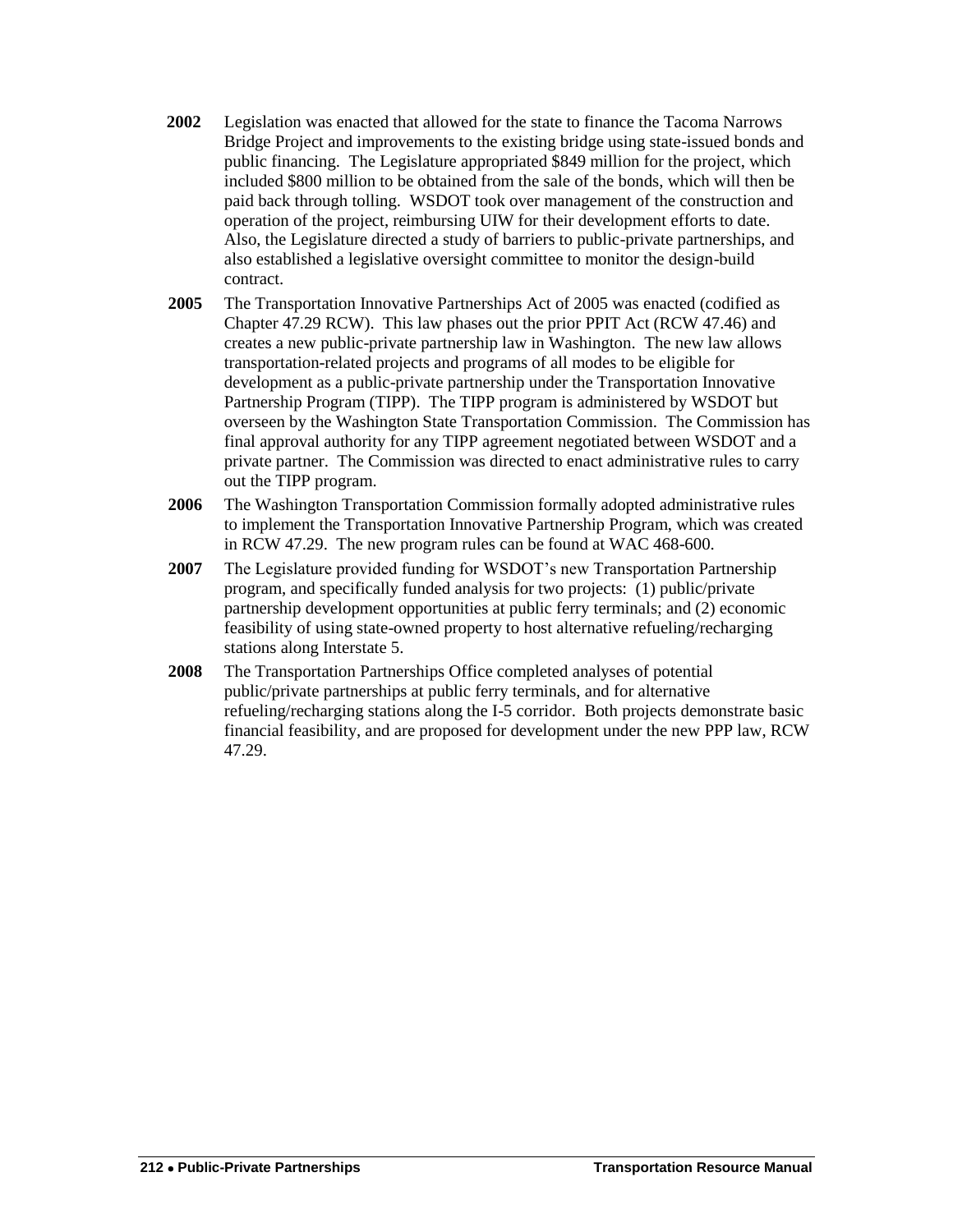**2002** Legislation was enacted that allowed for the state to finance the Tacoma Narrows Bridge Project and improvements to the existing bridge using state-issued bonds and public financing. The Legislature appropriated $849 million for the project, which included $800 million to be obtained from the sale of the bonds, which will then be paid back through tolling. WSDOT took over management of the construction and operation of the project, reimbursing UIW for their development efforts to date. Also, the Legislature directed a study of barriers to public-private partnerships, and also established a legislative oversight committee to monitor the design-build contract.

**2005** The Transportation Innovative Partnerships Act of 2005 was enacted (codified as Chapter 47.29 RCW). This law phases out the prior PPIT Act (RCW 47.46) and creates a new public-private partnership law in Washington. The new law allows transportation-related projects and programs of all modes to be eligible for development as a public-private partnership under the Transportation Innovative Partnership Program (TIPP). The TIPP program is administered by WSDOT but overseen by the Washington State Transportation Commission. The Commission has final approval authority for any TIPP agreement negotiated between WSDOT and a private partner. The Commission was directed to enact administrative rules to carry out the TIPP program.

**2006** The Washington Transportation Commission formally adopted administrative rules to implement the Transportation Innovative Partnership Program, which was created in RCW 47.29. The new program rules can be found at WAC 468-600.

**2007** The Legislature provided funding for WSDOT's new Transportation Partnership program, and specifically funded analysis for two projects: (1) public/private partnership development opportunities at public ferry terminals; and (2) economic feasibility of using state-owned property to host alternative refueling/recharging stations along Interstate 5.

**2008** The Transportation Partnerships Office completed analyses of potential public/private partnerships at public ferry terminals, and for alternative refueling/recharging stations along the I-5 corridor. Both projects demonstrate basic financial feasibility, and are proposed for development under the new PPP law, RCW 47.29.